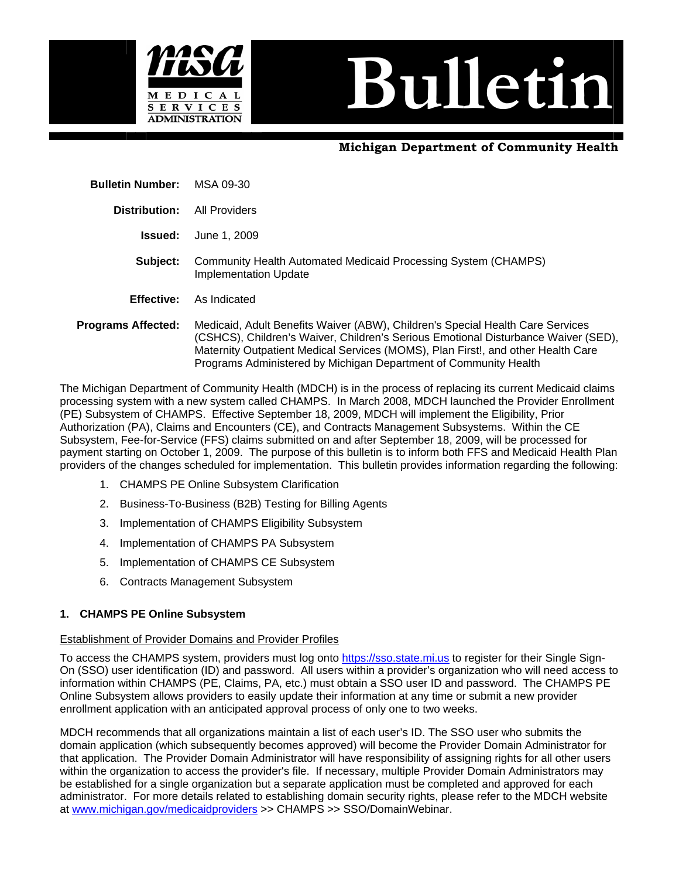# Bulletin

**Michigan Department of Community Health**

**Bulletin Number:** MSA 09-30

**Distribution:** All Providers

**Issued:** June 1, 2009

**Subject:** Community Health Automated Medicaid Processing System (CHAMPS) Implementation Update

**Effective:** As Indicated

**Programs Affected:** Medicaid, Adult Benefits Waiver (ABW), Children's Special Health Care Services (CSHCS), Children's Waiver, Children's Serious Emotional Disturbance Waiver (SED), Maternity Outpatient Medical Services (MOMS), Plan First!, and other Health Care Programs Administered by Michigan Department of Community Health

The Michigan Department of Community Health (MDCH) is in the process of replacing its current Medicaid claims processing system with a new system called CHAMPS. In March 2008, MDCH launched the Provider Enrollment (PE) Subsystem of CHAMPS. Effective September 18, 2009, MDCH will implement the Eligibility, Prior Authorization (PA), Claims and Encounters (CE), and Contracts Management Subsystems. Within the CE Subsystem, Fee-for-Service (FFS) claims submitted on and after September 18, 2009, will be processed for payment starting on October 1, 2009. The purpose of this bulletin is to inform both FFS and Medicaid Health Plan providers of the changes scheduled for implementation. This bulletin provides information regarding the following:

1. CHAMPS PE Online Subsystem Clarification
2. Business-To-Business (B2B) Testing for Billing Agents
3. Implementation of CHAMPS Eligibility Subsystem
4. Implementation of CHAMPS PA Subsystem
5. Implementation of CHAMPS CE Subsystem
6. Contracts Management Subsystem

## 1. CHAMPS PE Online Subsystem

Establishment of Provider Domains and Provider Profiles

To access the CHAMPS system, providers must log onto https://sso.state.mi.us to register for their Single Sign-On (SSO) user identification (ID) and password. All users within a provider's organization who will need access to information within CHAMPS (PE, Claims, PA, etc.) must obtain a SSO user ID and password. The CHAMPS PE Online Subsystem allows providers to easily update their information at any time or submit a new provider enrollment application with an anticipated approval process of only one to two weeks.

MDCH recommends that all organizations maintain a list of each user's ID. The SSO user who submits the domain application (which subsequently becomes approved) will become the Provider Domain Administrator for that application. The Provider Domain Administrator will have responsibility of assigning rights for all other users within the organization to access the provider's file. If necessary, multiple Provider Domain Administrators may be established for a single organization but a separate application must be completed and approved for each administrator. For more details related to establishing domain security rights, please refer to the MDCH website at www.michigan.gov/medicaidproviders >> CHAMPS >> SSO/DomainWebinar.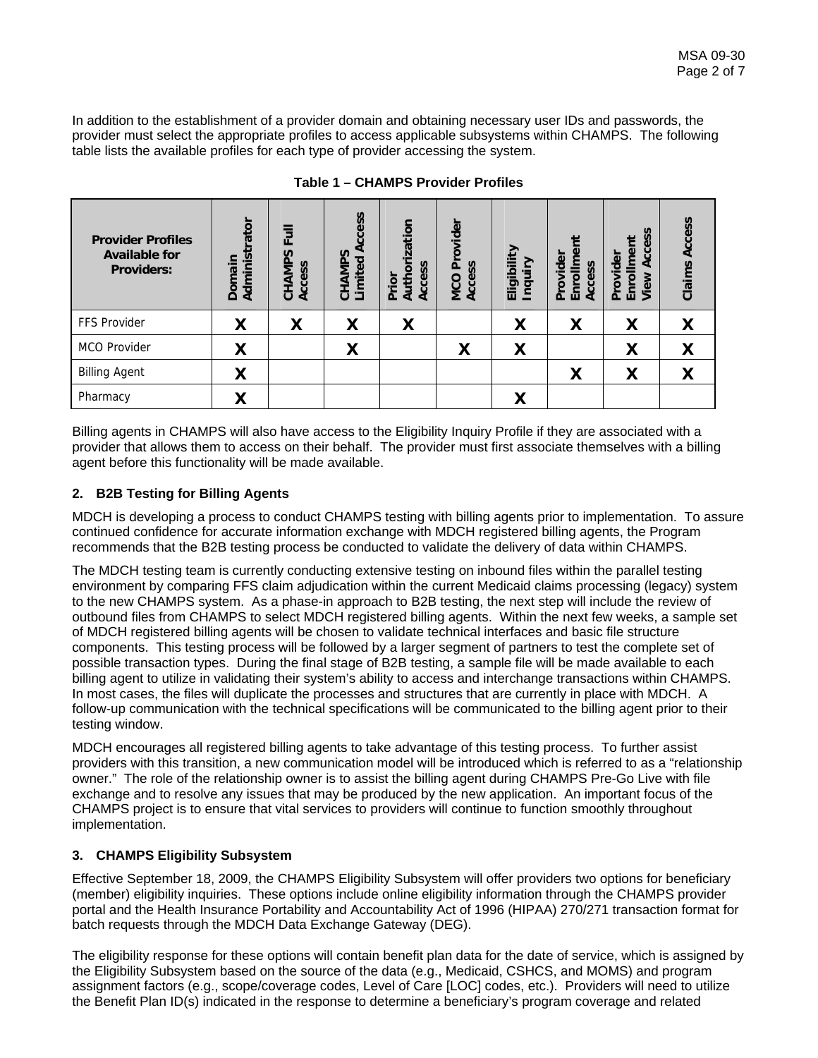In addition to the establishment of a provider domain and obtaining necessary user IDs and passwords, the provider must select the appropriate profiles to access applicable subsystems within CHAMPS. The following table lists the available profiles for each type of provider accessing the system.

**Table 1 – CHAMPS Provider Profiles**

| Provider Profiles Available for Providers: | Domain Administrator | CHAMPS Full Access | CHAMPS Limited Access | Prior Authorization Access | MCO Provider Access | Eligibility Inquiry | Provider Enrollment Access | Provider Enrollment View Access | Claims Access |
|---|---|---|---|---|---|---|---|---|---|
| FFS Provider | X | X | X | X | | X | X | X | X |
| MCO Provider | X | | X | | X | X | | X | X |
| Billing Agent | X | | | | | | X | X | X |
| Pharmacy | X | | | | | X | | | |

Billing agents in CHAMPS will also have access to the Eligibility Inquiry Profile if they are associated with a provider that allows them to access on their behalf. The provider must first associate themselves with a billing agent before this functionality will be made available.

### 2. B2B Testing for Billing Agents

MDCH is developing a process to conduct CHAMPS testing with billing agents prior to implementation. To assure continued confidence for accurate information exchange with MDCH registered billing agents, the Program recommends that the B2B testing process be conducted to validate the delivery of data within CHAMPS.

The MDCH testing team is currently conducting extensive testing on inbound files within the parallel testing environment by comparing FFS claim adjudication within the current Medicaid claims processing (legacy) system to the new CHAMPS system. As a phase-in approach to B2B testing, the next step will include the review of outbound files from CHAMPS to select MDCH registered billing agents. Within the next few weeks, a sample set of MDCH registered billing agents will be chosen to validate technical interfaces and basic file structure components. This testing process will be followed by a larger segment of partners to test the complete set of possible transaction types. During the final stage of B2B testing, a sample file will be made available to each billing agent to utilize in validating their system's ability to access and interchange transactions within CHAMPS. In most cases, the files will duplicate the processes and structures that are currently in place with MDCH. A follow-up communication with the technical specifications will be communicated to the billing agent prior to their testing window.

MDCH encourages all registered billing agents to take advantage of this testing process. To further assist providers with this transition, a new communication model will be introduced which is referred to as a "relationship owner." The role of the relationship owner is to assist the billing agent during CHAMPS Pre-Go Live with file exchange and to resolve any issues that may be produced by the new application. An important focus of the CHAMPS project is to ensure that vital services to providers will continue to function smoothly throughout implementation.

### 3. CHAMPS Eligibility Subsystem

Effective September 18, 2009, the CHAMPS Eligibility Subsystem will offer providers two options for beneficiary (member) eligibility inquiries. These options include online eligibility information through the CHAMPS provider portal and the Health Insurance Portability and Accountability Act of 1996 (HIPAA) 270/271 transaction format for batch requests through the MDCH Data Exchange Gateway (DEG).

The eligibility response for these options will contain benefit plan data for the date of service, which is assigned by the Eligibility Subsystem based on the source of the data (e.g., Medicaid, CSHCS, and MOMS) and program assignment factors (e.g., scope/coverage codes, Level of Care [LOC] codes, etc.). Providers will need to utilize the Benefit Plan ID(s) indicated in the response to determine a beneficiary's program coverage and related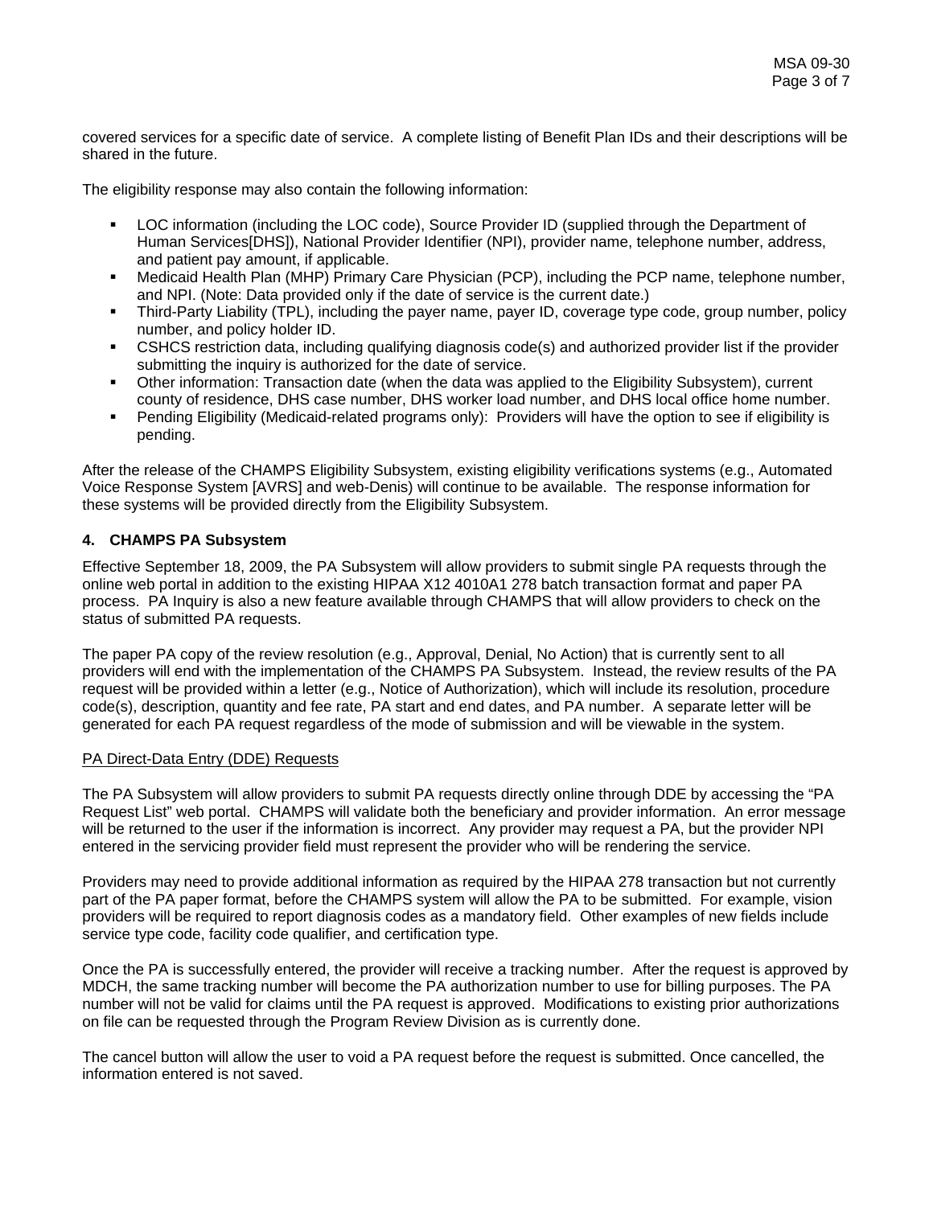covered services for a specific date of service. A complete listing of Benefit Plan IDs and their descriptions will be shared in the future.

The eligibility response may also contain the following information:

- LOC information (including the LOC code), Source Provider ID (supplied through the Department of Human Services[DHS]), National Provider Identifier (NPI), provider name, telephone number, address, and patient pay amount, if applicable.
- Medicaid Health Plan (MHP) Primary Care Physician (PCP), including the PCP name, telephone number, and NPI. (Note: Data provided only if the date of service is the current date.)
- Third-Party Liability (TPL), including the payer name, payer ID, coverage type code, group number, policy number, and policy holder ID.
- CSHCS restriction data, including qualifying diagnosis code(s) and authorized provider list if the provider submitting the inquiry is authorized for the date of service.
- Other information: Transaction date (when the data was applied to the Eligibility Subsystem), current county of residence, DHS case number, DHS worker load number, and DHS local office home number.
- Pending Eligibility (Medicaid-related programs only): Providers will have the option to see if eligibility is pending.

After the release of the CHAMPS Eligibility Subsystem, existing eligibility verifications systems (e.g., Automated Voice Response System [AVRS] and web-Denis) will continue to be available. The response information for these systems will be provided directly from the Eligibility Subsystem.

#### 4. CHAMPS PA Subsystem

Effective September 18, 2009, the PA Subsystem will allow providers to submit single PA requests through the online web portal in addition to the existing HIPAA X12 4010A1 278 batch transaction format and paper PA process. PA Inquiry is also a new feature available through CHAMPS that will allow providers to check on the status of submitted PA requests.

The paper PA copy of the review resolution (e.g., Approval, Denial, No Action) that is currently sent to all providers will end with the implementation of the CHAMPS PA Subsystem. Instead, the review results of the PA request will be provided within a letter (e.g., Notice of Authorization), which will include its resolution, procedure code(s), description, quantity and fee rate, PA start and end dates, and PA number. A separate letter will be generated for each PA request regardless of the mode of submission and will be viewable in the system.

<u>PA Direct-Data Entry (DDE) Requests</u>

The PA Subsystem will allow providers to submit PA requests directly online through DDE by accessing the "PA Request List" web portal. CHAMPS will validate both the beneficiary and provider information. An error message will be returned to the user if the information is incorrect. Any provider may request a PA, but the provider NPI entered in the servicing provider field must represent the provider who will be rendering the service.

Providers may need to provide additional information as required by the HIPAA 278 transaction but not currently part of the PA paper format, before the CHAMPS system will allow the PA to be submitted. For example, vision providers will be required to report diagnosis codes as a mandatory field. Other examples of new fields include service type code, facility code qualifier, and certification type.

Once the PA is successfully entered, the provider will receive a tracking number. After the request is approved by MDCH, the same tracking number will become the PA authorization number to use for billing purposes. The PA number will not be valid for claims until the PA request is approved. Modifications to existing prior authorizations on file can be requested through the Program Review Division as is currently done.

The cancel button will allow the user to void a PA request before the request is submitted. Once cancelled, the information entered is not saved.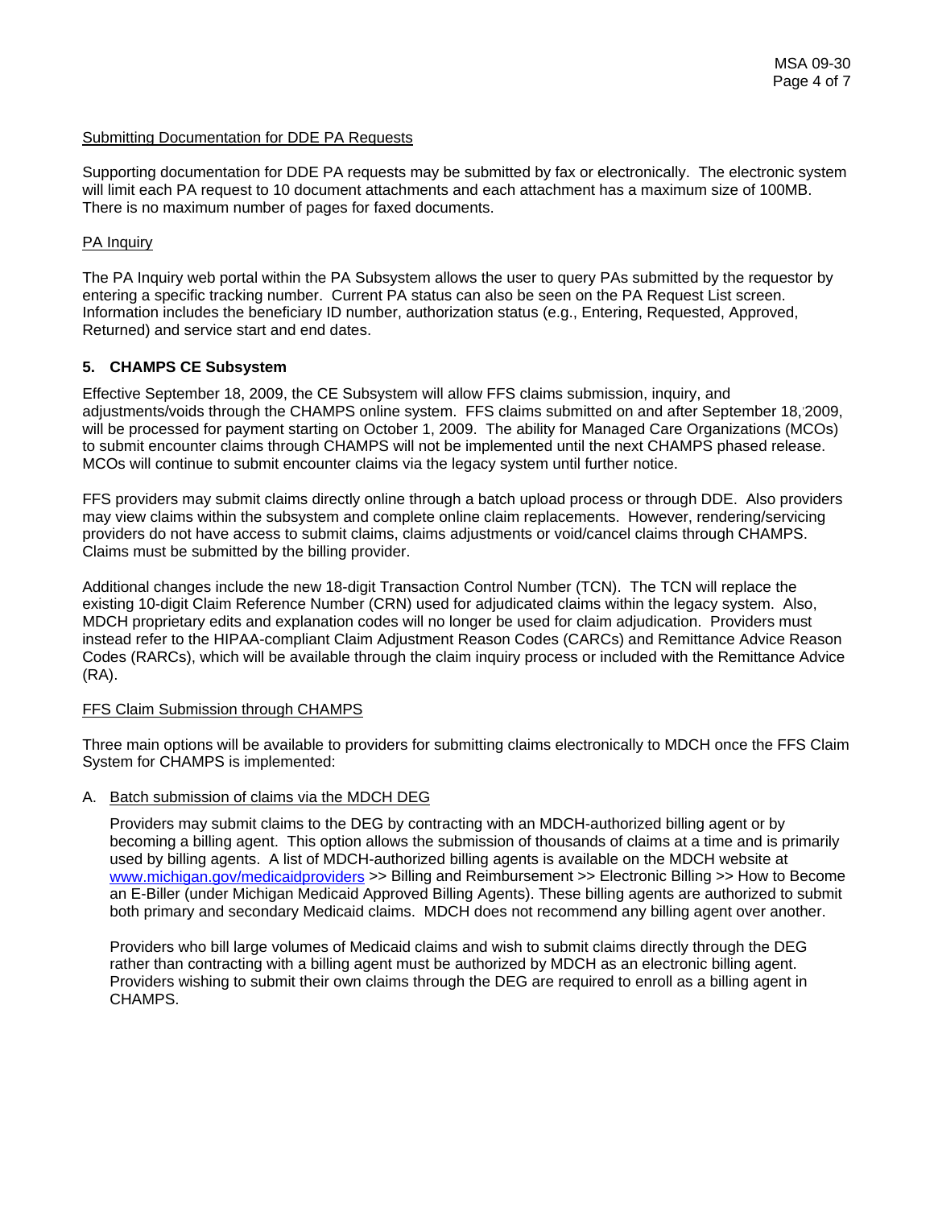Submitting Documentation for DDE PA Requests

Supporting documentation for DDE PA requests may be submitted by fax or electronically. The electronic system will limit each PA request to 10 document attachments and each attachment has a maximum size of 100MB. There is no maximum number of pages for faxed documents.

PA Inquiry

The PA Inquiry web portal within the PA Subsystem allows the user to query PAs submitted by the requestor by entering a specific tracking number. Current PA status can also be seen on the PA Request List screen. Information includes the beneficiary ID number, authorization status (e.g., Entering, Requested, Approved, Returned) and service start and end dates.

## 5. CHAMPS CE Subsystem

Effective September 18, 2009, the CE Subsystem will allow FFS claims submission, inquiry, and adjustments/voids through the CHAMPS online system. FFS claims submitted on and after September 18, 2009, will be processed for payment starting on October 1, 2009. The ability for Managed Care Organizations (MCOs) to submit encounter claims through CHAMPS will not be implemented until the next CHAMPS phased release. MCOs will continue to submit encounter claims via the legacy system until further notice.

FFS providers may submit claims directly online through a batch upload process or through DDE. Also providers may view claims within the subsystem and complete online claim replacements. However, rendering/servicing providers do not have access to submit claims, claims adjustments or void/cancel claims through CHAMPS. Claims must be submitted by the billing provider.

Additional changes include the new 18-digit Transaction Control Number (TCN). The TCN will replace the existing 10-digit Claim Reference Number (CRN) used for adjudicated claims within the legacy system. Also, MDCH proprietary edits and explanation codes will no longer be used for claim adjudication. Providers must instead refer to the HIPAA-compliant Claim Adjustment Reason Codes (CARCs) and Remittance Advice Reason Codes (RARCs), which will be available through the claim inquiry process or included with the Remittance Advice (RA).

FFS Claim Submission through CHAMPS

Three main options will be available to providers for submitting claims electronically to MDCH once the FFS Claim System for CHAMPS is implemented:

A. Batch submission of claims via the MDCH DEG

Providers may submit claims to the DEG by contracting with an MDCH-authorized billing agent or by becoming a billing agent. This option allows the submission of thousands of claims at a time and is primarily used by billing agents. A list of MDCH-authorized billing agents is available on the MDCH website at www.michigan.gov/medicaidproviders >> Billing and Reimbursement >> Electronic Billing >> How to Become an E-Biller (under Michigan Medicaid Approved Billing Agents). These billing agents are authorized to submit both primary and secondary Medicaid claims. MDCH does not recommend any billing agent over another.

Providers who bill large volumes of Medicaid claims and wish to submit claims directly through the DEG rather than contracting with a billing agent must be authorized by MDCH as an electronic billing agent. Providers wishing to submit their own claims through the DEG are required to enroll as a billing agent in CHAMPS.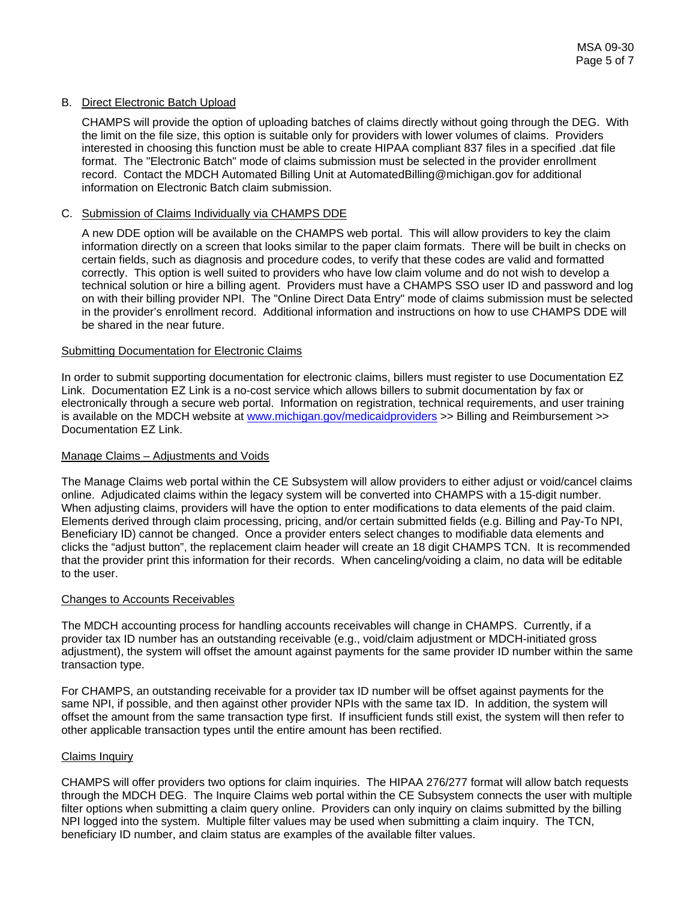B. Direct Electronic Batch Upload

CHAMPS will provide the option of uploading batches of claims directly without going through the DEG. With the limit on the file size, this option is suitable only for providers with lower volumes of claims. Providers interested in choosing this function must be able to create HIPAA compliant 837 files in a specified .dat file format. The "Electronic Batch" mode of claims submission must be selected in the provider enrollment record. Contact the MDCH Automated Billing Unit at AutomatedBilling@michigan.gov for additional information on Electronic Batch claim submission.

C. Submission of Claims Individually via CHAMPS DDE

A new DDE option will be available on the CHAMPS web portal. This will allow providers to key the claim information directly on a screen that looks similar to the paper claim formats. There will be built in checks on certain fields, such as diagnosis and procedure codes, to verify that these codes are valid and formatted correctly. This option is well suited to providers who have low claim volume and do not wish to develop a technical solution or hire a billing agent. Providers must have a CHAMPS SSO user ID and password and log on with their billing provider NPI. The "Online Direct Data Entry" mode of claims submission must be selected in the provider's enrollment record. Additional information and instructions on how to use CHAMPS DDE will be shared in the near future.

## Submitting Documentation for Electronic Claims

In order to submit supporting documentation for electronic claims, billers must register to use Documentation EZ Link. Documentation EZ Link is a no-cost service which allows billers to submit documentation by fax or electronically through a secure web portal. Information on registration, technical requirements, and user training is available on the MDCH website at www.michigan.gov/medicaidproviders >> Billing and Reimbursement >> Documentation EZ Link.

## Manage Claims – Adjustments and Voids

The Manage Claims web portal within the CE Subsystem will allow providers to either adjust or void/cancel claims online. Adjudicated claims within the legacy system will be converted into CHAMPS with a 15-digit number. When adjusting claims, providers will have the option to enter modifications to data elements of the paid claim. Elements derived through claim processing, pricing, and/or certain submitted fields (e.g. Billing and Pay-To NPI, Beneficiary ID) cannot be changed. Once a provider enters select changes to modifiable data elements and clicks the "adjust button", the replacement claim header will create an 18 digit CHAMPS TCN. It is recommended that the provider print this information for their records. When canceling/voiding a claim, no data will be editable to the user.

## Changes to Accounts Receivables

The MDCH accounting process for handling accounts receivables will change in CHAMPS. Currently, if a provider tax ID number has an outstanding receivable (e.g., void/claim adjustment or MDCH-initiated gross adjustment), the system will offset the amount against payments for the same provider ID number within the same transaction type.

For CHAMPS, an outstanding receivable for a provider tax ID number will be offset against payments for the same NPI, if possible, and then against other provider NPIs with the same tax ID. In addition, the system will offset the amount from the same transaction type first. If insufficient funds still exist, the system will then refer to other applicable transaction types until the entire amount has been rectified.

## Claims Inquiry

CHAMPS will offer providers two options for claim inquiries. The HIPAA 276/277 format will allow batch requests through the MDCH DEG. The Inquire Claims web portal within the CE Subsystem connects the user with multiple filter options when submitting a claim query online. Providers can only inquiry on claims submitted by the billing NPI logged into the system. Multiple filter values may be used when submitting a claim inquiry. The TCN, beneficiary ID number, and claim status are examples of the available filter values.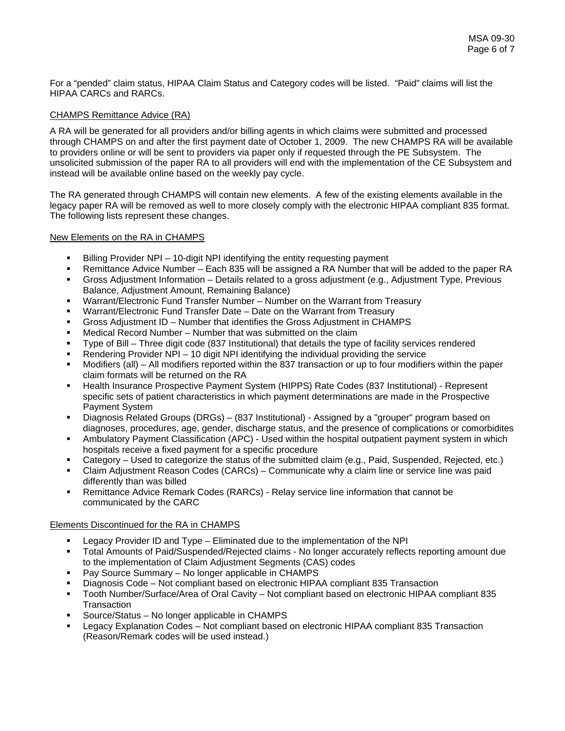For a "pended" claim status, HIPAA Claim Status and Category codes will be listed. "Paid" claims will list the HIPAA CARCs and RARCs.

## CHAMPS Remittance Advice (RA)

A RA will be generated for all providers and/or billing agents in which claims were submitted and processed through CHAMPS on and after the first payment date of October 1, 2009. The new CHAMPS RA will be available to providers online or will be sent to providers via paper only if requested through the PE Subsystem. The unsolicited submission of the paper RA to all providers will end with the implementation of the CE Subsystem and instead will be available online based on the weekly pay cycle.

The RA generated through CHAMPS will contain new elements. A few of the existing elements available in the legacy paper RA will be removed as well to more closely comply with the electronic HIPAA compliant 835 format. The following lists represent these changes.

### New Elements on the RA in CHAMPS

- Billing Provider NPI – 10-digit NPI identifying the entity requesting payment
- Remittance Advice Number – Each 835 will be assigned a RA Number that will be added to the paper RA
- Gross Adjustment Information – Details related to a gross adjustment (e.g., Adjustment Type, Previous Balance, Adjustment Amount, Remaining Balance)
- Warrant/Electronic Fund Transfer Number – Number on the Warrant from Treasury
- Warrant/Electronic Fund Transfer Date – Date on the Warrant from Treasury
- Gross Adjustment ID – Number that identifies the Gross Adjustment in CHAMPS
- Medical Record Number – Number that was submitted on the claim
- Type of Bill – Three digit code (837 Institutional) that details the type of facility services rendered
- Rendering Provider NPI – 10 digit NPI identifying the individual providing the service
- Modifiers (all) – All modifiers reported within the 837 transaction or up to four modifiers within the paper claim formats will be returned on the RA
- Health Insurance Prospective Payment System (HIPPS) Rate Codes (837 Institutional) - Represent specific sets of patient characteristics in which payment determinations are made in the Prospective Payment System
- Diagnosis Related Groups (DRGs) – (837 Institutional) - Assigned by a "grouper" program based on diagnoses, procedures, age, gender, discharge status, and the presence of complications or comorbidites
- Ambulatory Payment Classification (APC) - Used within the hospital outpatient payment system in which hospitals receive a fixed payment for a specific procedure
- Category – Used to categorize the status of the submitted claim (e.g., Paid, Suspended, Rejected, etc.)
- Claim Adjustment Reason Codes (CARCs) – Communicate why a claim line or service line was paid differently than was billed
- Remittance Advice Remark Codes (RARCs) - Relay service line information that cannot be communicated by the CARC

### Elements Discontinued for the RA in CHAMPS

- Legacy Provider ID and Type – Eliminated due to the implementation of the NPI
- Total Amounts of Paid/Suspended/Rejected claims - No longer accurately reflects reporting amount due to the implementation of Claim Adjustment Segments (CAS) codes
- Pay Source Summary – No longer applicable in CHAMPS
- Diagnosis Code – Not compliant based on electronic HIPAA compliant 835 Transaction
- Tooth Number/Surface/Area of Oral Cavity – Not compliant based on electronic HIPAA compliant 835 Transaction
- Source/Status – No longer applicable in CHAMPS
- Legacy Explanation Codes – Not compliant based on electronic HIPAA compliant 835 Transaction (Reason/Remark codes will be used instead.)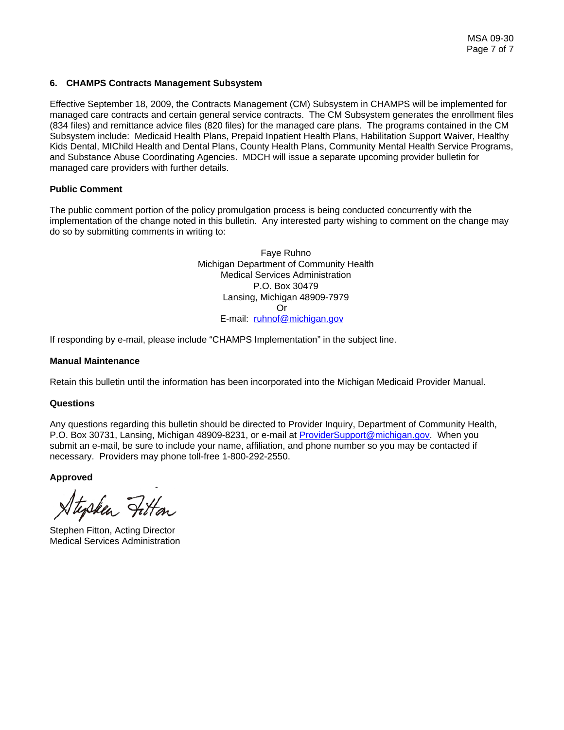### 6. CHAMPS Contracts Management Subsystem

Effective September 18, 2009, the Contracts Management (CM) Subsystem in CHAMPS will be implemented for managed care contracts and certain general service contracts. The CM Subsystem generates the enrollment files (834 files) and remittance advice files (820 files) for the managed care plans. The programs contained in the CM Subsystem include: Medicaid Health Plans, Prepaid Inpatient Health Plans, Habilitation Support Waiver, Healthy Kids Dental, MIChild Health and Dental Plans, County Health Plans, Community Mental Health Service Programs, and Substance Abuse Coordinating Agencies. MDCH will issue a separate upcoming provider bulletin for managed care providers with further details.

### Public Comment

The public comment portion of the policy promulgation process is being conducted concurrently with the implementation of the change noted in this bulletin. Any interested party wishing to comment on the change may do so by submitting comments in writing to:

Faye Ruhno
Michigan Department of Community Health
Medical Services Administration
P.O. Box 30479
Lansing, Michigan 48909-7979
Or
E-mail: ruhnof@michigan.gov

If responding by e-mail, please include "CHAMPS Implementation" in the subject line.

### Manual Maintenance

Retain this bulletin until the information has been incorporated into the Michigan Medicaid Provider Manual.

### Questions

Any questions regarding this bulletin should be directed to Provider Inquiry, Department of Community Health, P.O. Box 30731, Lansing, Michigan 48909-8231, or e-mail at ProviderSupport@michigan.gov. When you submit an e-mail, be sure to include your name, affiliation, and phone number so you may be contacted if necessary. Providers may phone toll-free 1-800-292-2550.

### Approved

Stephen Fitton, Acting Director
Medical Services Administration